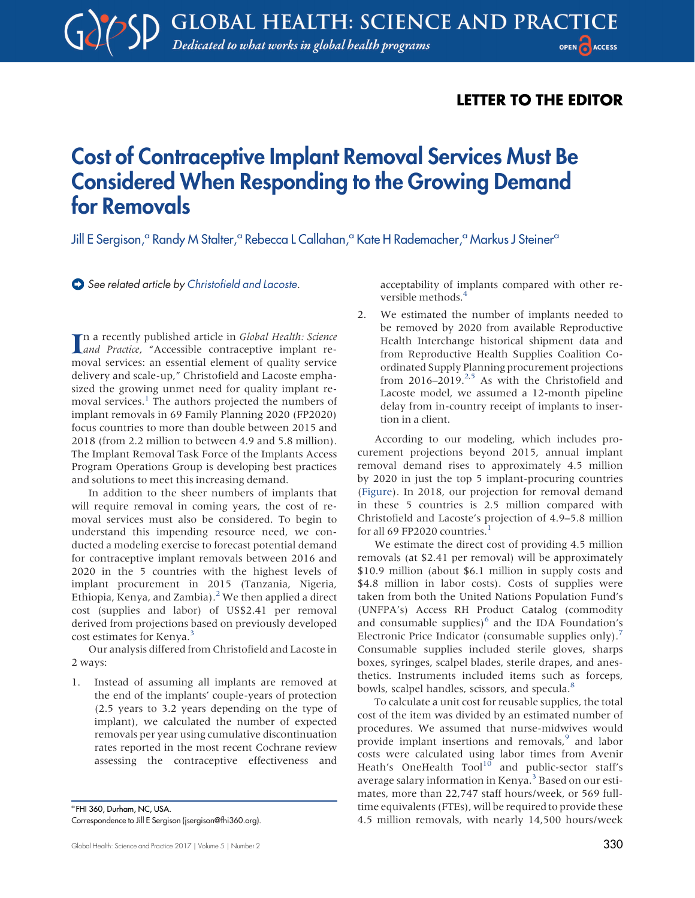LETTER TO THE EDITOR

# Cost of Contraceptive Implant Removal Services Must Be Considered When Responding to the Growing Demand for Removals

Jill E Sergison,[a] Randy M Stalter,[a] Rebecca L Callahan,[a] Kate H Rademacher,[a] Markus J Steiner[a]

*See related article by Christofield and Lacoste.*

In a recently published article in *Global Health: Science and Practice*, "Accessible contraceptive implant removal services: an essential element of quality service delivery and scale-up," Christofield and Lacoste emphasized the growing unmet need for quality implant removal services.[1] The authors projected the numbers of implant removals in 69 Family Planning 2020 (FP2020) focus countries to more than double between 2015 and 2018 (from 2.2 million to between 4.9 and 5.8 million). The Implant Removal Task Force of the Implants Access Program Operations Group is developing best practices and solutions to meet this increasing demand.

In addition to the sheer numbers of implants that will require removal in coming years, the cost of removal services must also be considered. To begin to understand this impending resource need, we conducted a modeling exercise to forecast potential demand for contraceptive implant removals between 2016 and 2020 in the 5 countries with the highest levels of implant procurement in 2015 (Tanzania, Nigeria, Ethiopia, Kenya, and Zambia).[2] We then applied a direct cost (supplies and labor) of US$2.41 per removal derived from projections based on previously developed cost estimates for Kenya.[3]

Our analysis differed from Christofield and Lacoste in 2 ways:

1. Instead of assuming all implants are removed at the end of the implants' couple-years of protection (2.5 years to 3.2 years depending on the type of implant), we calculated the number of expected removals per year using cumulative discontinuation rates reported in the most recent Cochrane review assessing the contraceptive effectiveness and acceptability of implants compared with other reversible methods.[4]
2. We estimated the number of implants needed to be removed by 2020 from available Reproductive Health Interchange historical shipment data and from Reproductive Health Supplies Coalition Coordinated Supply Planning procurement projections from 2016–2019.[2,5] As with the Christofield and Lacoste model, we assumed a 12-month pipeline delay from in-country receipt of implants to insertion in a client.

According to our modeling, which includes procurement projections beyond 2015, annual implant removal demand rises to approximately 4.5 million by 2020 in just the top 5 implant-procuring countries (Figure). In 2018, our projection for removal demand in these 5 countries is 2.5 million compared with Christofield and Lacoste's projection of 4.9–5.8 million for all 69 FP2020 countries.[1]

We estimate the direct cost of providing 4.5 million removals (at $2.41 per removal) will be approximately $10.9 million (about $6.1 million in supply costs and $4.8 million in labor costs). Costs of supplies were taken from both the United Nations Population Fund's (UNFPA's) Access RH Product Catalog (commodity and consumable supplies)[6] and the IDA Foundation's Electronic Price Indicator (consumable supplies only).[7] Consumable supplies included sterile gloves, sharps boxes, syringes, scalpel blades, sterile drapes, and anesthetics. Instruments included items such as forceps, bowls, scalpel handles, scissors, and specula.[8]

To calculate a unit cost for reusable supplies, the total cost of the item was divided by an estimated number of procedures. We assumed that nurse-midwives would provide implant insertions and removals,[9] and labor costs were calculated using labor times from Avenir Heath's OneHealth Tool[10] and public-sector staff's average salary information in Kenya.[3] Based on our estimates, more than 22,747 staff hours/week, or 569 full-time equivalents (FTEs), will be required to provide these 4.5 million removals, with nearly 14,500 hours/week

[a] FHI 360, Durham, NC, USA.

Correspondence to Jill E Sergison (jsergison@fhi360.org).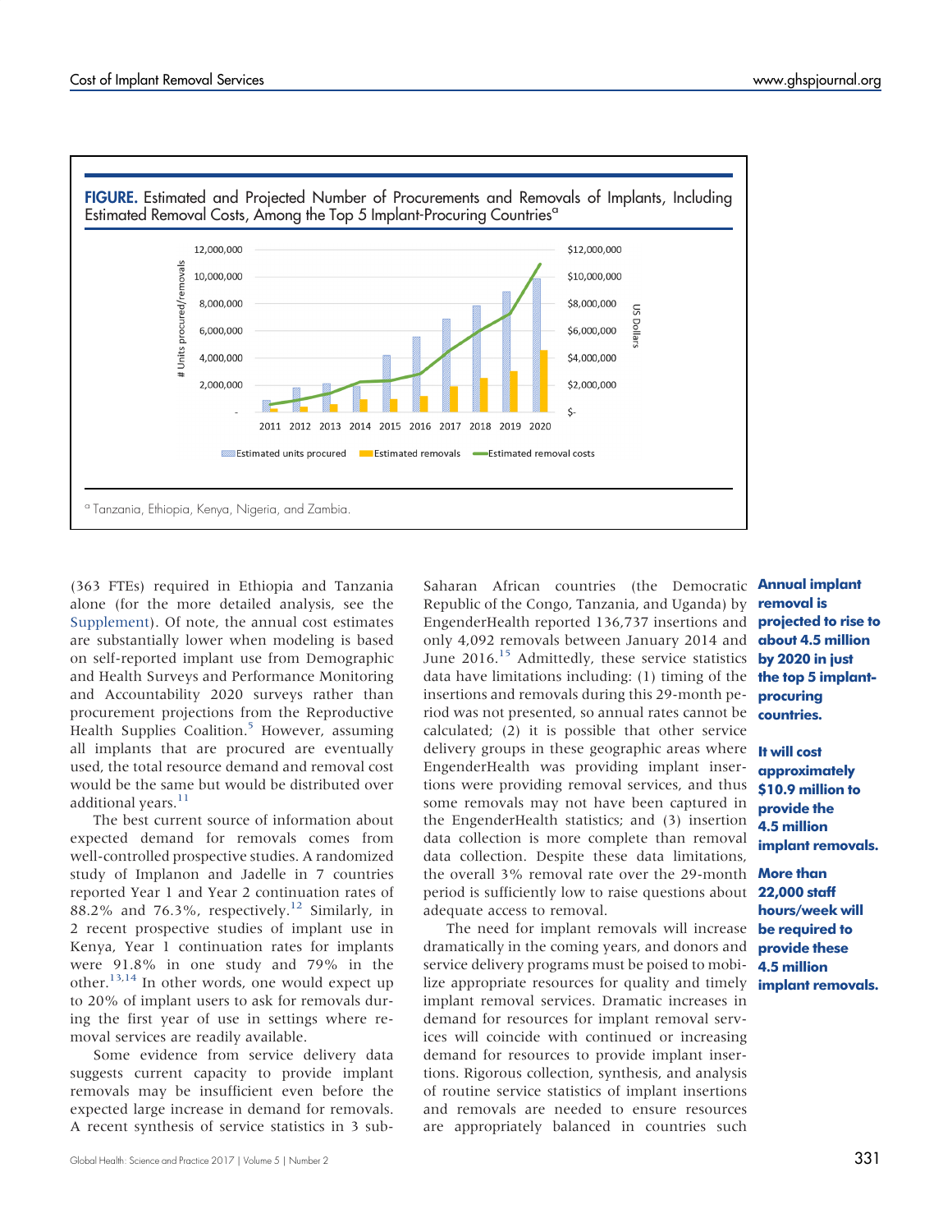**FIGURE.** Estimated and Projected Number of Procurements and Removals of Implants, Including Estimated Removal Costs, Among the Top 5 Implant-Procuring Countries[a]

[a] Tanzania, Ethiopia, Kenya, Nigeria, and Zambia.

(363 FTEs) required in Ethiopia and Tanzania alone (for the more detailed analysis, see the Supplement). Of note, the annual cost estimates are substantially lower when modeling is based on self-reported implant use from Demographic and Health Surveys and Performance Monitoring and Accountability 2020 surveys rather than procurement projections from the Reproductive Health Supplies Coalition.[5] However, assuming all implants that are procured are eventually used, the total resource demand and removal cost would be the same but would be distributed over additional years.[11]

The best current source of information about expected demand for removals comes from well-controlled prospective studies. A randomized study of Implanon and Jadelle in 7 countries reported Year 1 and Year 2 continuation rates of 88.2% and 76.3%, respectively.[12] Similarly, in 2 recent prospective studies of implant use in Kenya, Year 1 continuation rates for implants were 91.8% in one study and 79% in the other.[13,14] In other words, one would expect up to 20% of implant users to ask for removals during the first year of use in settings where removal services are readily available.

Some evidence from service delivery data suggests current capacity to provide implant removals may be insufficient even before the expected large increase in demand for removals. A recent synthesis of service statistics in 3 sub-Saharan African countries (the Democratic Republic of the Congo, Tanzania, and Uganda) by EngenderHealth reported 136,737 insertions and only 4,092 removals between January 2014 and June 2016.[15] Admittedly, these service statistics data have limitations including: (1) timing of the insertions and removals during this 29-month period was not presented, so annual rates cannot be calculated; (2) it is possible that other service delivery groups in these geographic areas where EngenderHealth was providing implant insertions were providing removal services, and thus some removals may not have been captured in the EngenderHealth statistics; and (3) insertion data collection is more complete than removal data collection. Despite these data limitations, the overall 3% removal rate over the 29-month period is sufficiently low to raise questions about adequate access to removal.

**Annual implant removal is projected to rise to about 4.5 million by 2020 in just the top 5 implant-procuring countries.**

**It will cost approximately $10.9 million to provide the 4.5 million implant removals.**

**More than 22,000 staff hours/week will be required to provide these 4.5 million implant removals.**

The need for implant removals will increase dramatically in the coming years, and donors and service delivery programs must be poised to mobilize appropriate resources for quality and timely implant removal services. Dramatic increases in demand for resources for implant removal services will coincide with continued or increasing demand for resources to provide implant insertions. Rigorous collection, synthesis, and analysis of routine service statistics of implant insertions and removals are needed to ensure resources are appropriately balanced in countries such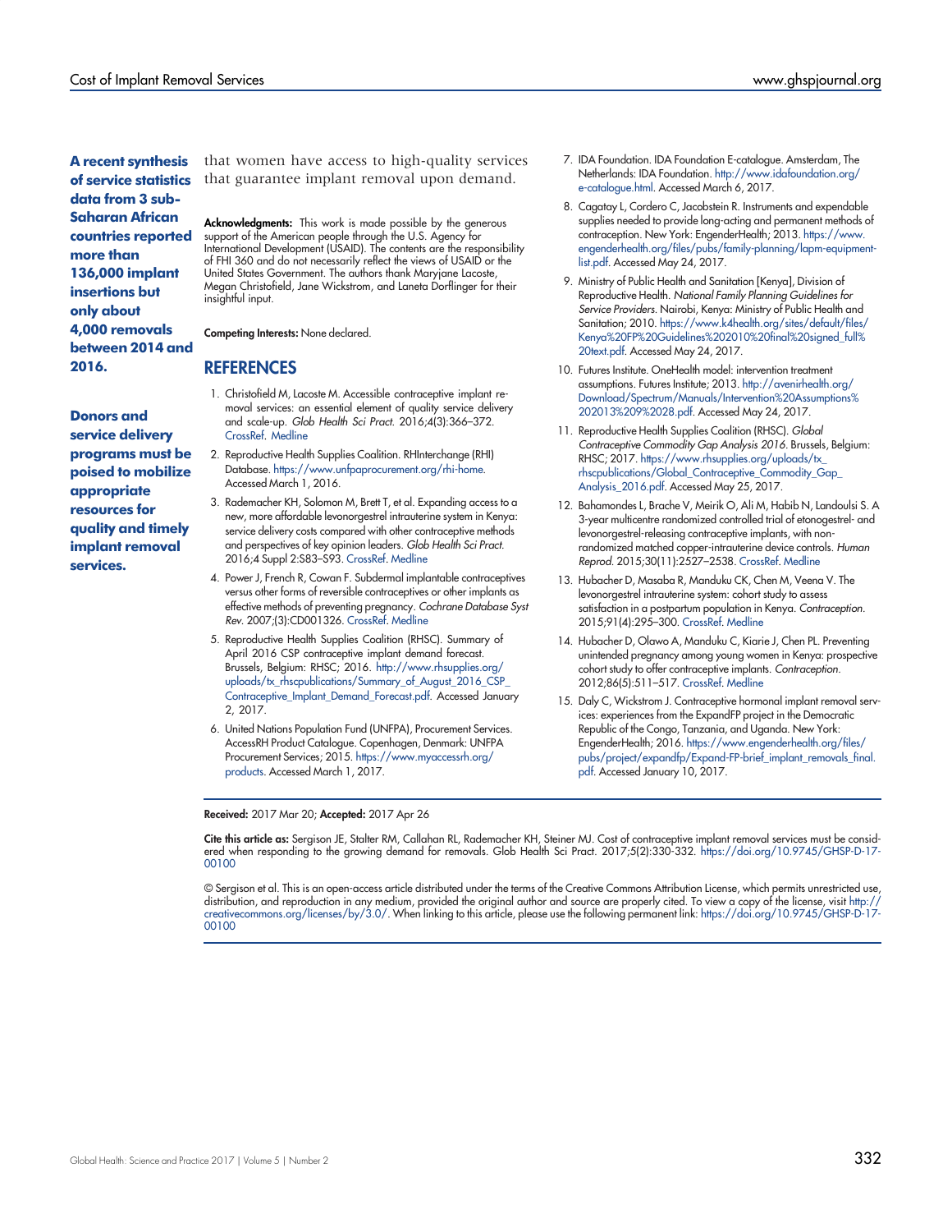**A recent synthesis of service statistics data from 3 sub-Saharan African countries reported more than 136,000 implant insertions but only about 4,000 removals between 2014 and 2016.**

**Donors and service delivery programs must be poised to mobilize appropriate resources for quality and timely implant removal services.**

that women have access to high-quality services that guarantee implant removal upon demand.

**Acknowledgments:** This work is made possible by the generous support of the American people through the U.S. Agency for International Development (USAID). The contents are the responsibility of FHI 360 and do not necessarily reflect the views of USAID or the United States Government. The authors thank Maryjane Lacoste, Megan Christofield, Jane Wickstrom, and Laneta Dorflinger for their insightful input.

**Competing Interests:** None declared.

## REFERENCES

1. Christofield M, Lacoste M. Accessible contraceptive implant removal services: an essential element of quality service delivery and scale-up. *Glob Health Sci Pract.* 2016;4(3):366–372. CrossRef. Medline
2. Reproductive Health Supplies Coalition. RHInterchange (RHI) Database. https://www.unfpaprocurement.org/rhi-home. Accessed March 1, 2016.
3. Rademacher KH, Solomon M, Brett T, et al. Expanding access to a new, more affordable levonorgestrel intrauterine system in Kenya: service delivery costs compared with other contraceptive methods and perspectives of key opinion leaders. *Glob Health Sci Pract.* 2016;4 Suppl 2:S83–S93. CrossRef. Medline
4. Power J, French R, Cowan F. Subdermal implantable contraceptives versus other forms of reversible contraceptives or other implants as effective methods of preventing pregnancy. *Cochrane Database Syst Rev.* 2007;(3):CD001326. CrossRef. Medline
5. Reproductive Health Supplies Coalition (RHSC). Summary of April 2016 CSP contraceptive implant demand forecast. Brussels, Belgium: RHSC; 2016. http://www.rhsupplies.org/uploads/tx_rhscpublications/Summary_of_August_2016_CSP_Contraceptive_Implant_Demand_Forecast.pdf. Accessed January 2, 2017.
6. United Nations Population Fund (UNFPA), Procurement Services. AccessRH Product Catalogue. Copenhagen, Denmark: UNFPA Procurement Services; 2015. https://www.myaccessrh.org/products. Accessed March 1, 2017.
7. IDA Foundation. IDA Foundation E-catalogue. Amsterdam, The Netherlands: IDA Foundation. http://www.idafoundation.org/e-catalogue.html. Accessed March 6, 2017.
8. Cagatay L, Cordero C, Jacobstein R. Instruments and expendable supplies needed to provide long-acting and permanent methods of contraception. New York: EngenderHealth; 2013. https://www.engenderhealth.org/files/pubs/family-planning/lapm-equipment-list.pdf. Accessed May 24, 2017.
9. Ministry of Public Health and Sanitation [Kenya], Division of Reproductive Health. *National Family Planning Guidelines for Service Providers.* Nairobi, Kenya: Ministry of Public Health and Sanitation; 2010. https://www.k4health.org/sites/default/files/Kenya%20FP%20Guidelines%202010%20final%20signed_full%20text.pdf. Accessed May 24, 2017.
10. Futures Institute. OneHealth model: intervention treatment assumptions. Futures Institute; 2013. http://avenirhealth.org/Download/Spectrum/Manuals/Intervention%20Assumptions%202013%209%2028.pdf. Accessed May 24, 2017.
11. Reproductive Health Supplies Coalition (RHSC). *Global Contraceptive Commodity Gap Analysis 2016.* Brussels, Belgium: RHSC; 2017. https://www.rhsupplies.org/uploads/tx_rhscpublications/Global_Contraceptive_Commodity_Gap_Analysis_2016.pdf. Accessed May 25, 2017.
12. Bahamondes L, Brache V, Meirik O, Ali M, Habib N, Landoulsi S. A 3-year multicentre randomized controlled trial of etonogestrel- and levonorgestrel-releasing contraceptive implants, with non-randomized matched copper-intrauterine device controls. *Human Reprod.* 2015;30(11):2527–2538. CrossRef. Medline
13. Hubacher D, Masaba R, Manduku CK, Chen M, Veena V. The levonorgestrel intrauterine system: cohort study to assess satisfaction in a postpartum population in Kenya. *Contraception.* 2015;91(4):295–300. CrossRef. Medline
14. Hubacher D, Olawo A, Manduku C, Kiarie J, Chen PL. Preventing unintended pregnancy among young women in Kenya: prospective cohort study to offer contraceptive implants. *Contraception.* 2012;86(5):511–517. CrossRef. Medline
15. Daly C, Wickstrom J. Contraceptive hormonal implant removal services: experiences from the ExpandFP project in the Democratic Republic of the Congo, Tanzania, and Uganda. New York: EngenderHealth; 2016. https://www.engenderhealth.org/files/pubs/project/expandfp/Expand-FP-brief_implant_removals_final.pdf. Accessed January 10, 2017.

**Received:** 2017 Mar 20; **Accepted:** 2017 Apr 26

**Cite this article as:** Sergison JE, Stalter RM, Callahan RL, Rademacher KH, Steiner MJ. Cost of contraceptive implant removal services must be considered when responding to the growing demand for removals. Glob Health Sci Pract. 2017;5(2):330-332. https://doi.org/10.9745/GHSP-D-17-00100

© Sergison et al. This is an open-access article distributed under the terms of the Creative Commons Attribution License, which permits unrestricted use, distribution, and reproduction in any medium, provided the original author and source are properly cited. To view a copy of the license, visit http://creativecommons.org/licenses/by/3.0/. When linking to this article, please use the following permanent link: https://doi.org/10.9745/GHSP-D-17-00100